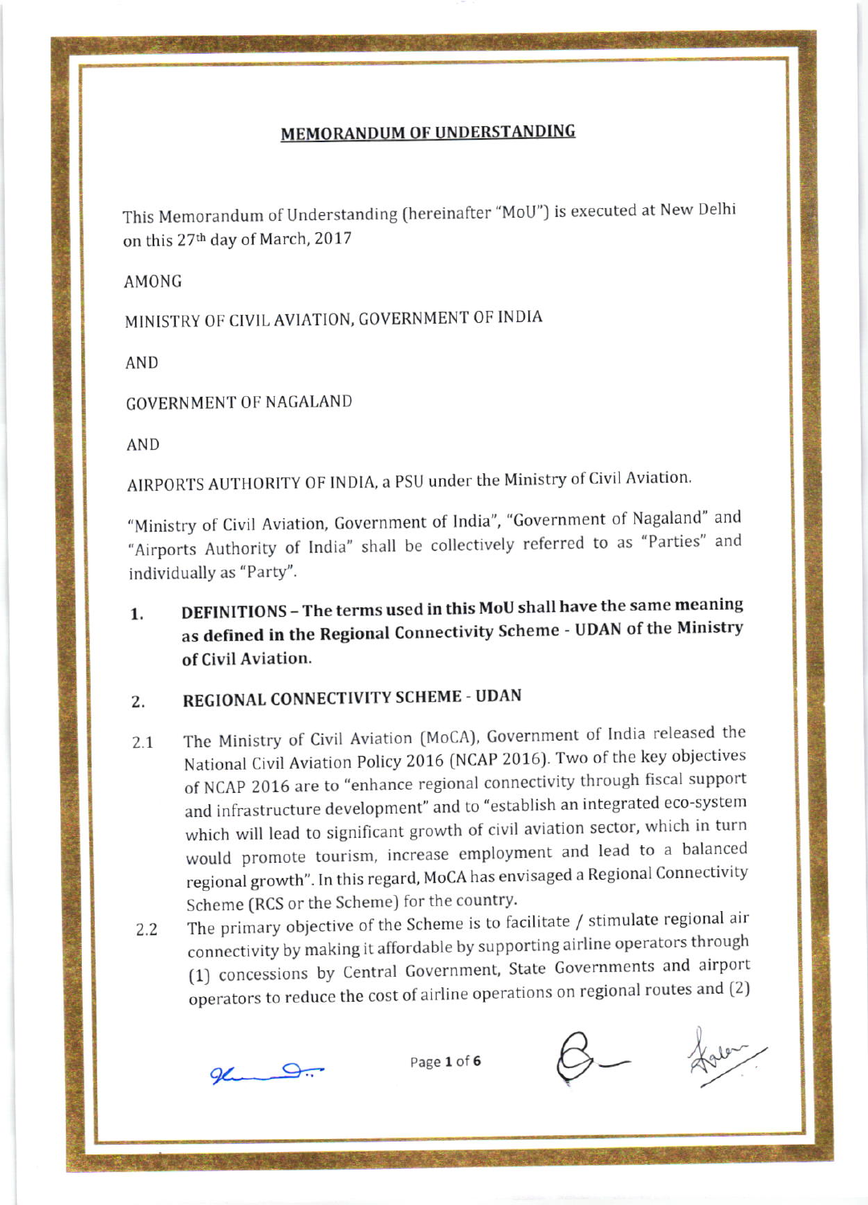# MEMORANDUM OF UNDERSTANDING

This Memorandum of Understanding (hereinafter "MoU") is executed at New Delhi on this 27th day of March, 2017

AMONG

MINISTRY OF CIVIL AVIATION, GOVERNMENT OF INDIA

AND

GOVERNMENT OF NAGALAND

AND

AIRPORTS AUTHORITY OF INDIA, a PSU under the Ministry of Civil Aviation.

"Ministry of Civil Aviation, Government of India", "Government of Nagaland" and "Airports Authority of India" shall be collectively referred to as "Parties" and individually as "Party".

**1. DEFINITIONS – The terms used in this MoU shall have the same meaning as defined in the Regional Connectivity Scheme - UDAN of the Ministry of Civil Aviation.**

**2. REGIONAL CONNECTIVITY SCHEME - UDAN**

2.1 The Ministry of Civil Aviation (MoCA), Government of India released the National Civil Aviation Policy 2016 (NCAP 2016). Two of the key objectives of NCAP 2016 are to "enhance regional connectivity through fiscal support and infrastructure development" and to "establish an integrated eco-system which will lead to significant growth of civil aviation sector, which in turn would promote tourism, increase employment and lead to a balanced regional growth". In this regard, MoCA has envisaged a Regional Connectivity Scheme (RCS or the Scheme) for the country.

2.2 The primary objective of the Scheme is to facilitate / stimulate regional air connectivity by making it affordable by supporting airline operators through (1) concessions by Central Government, State Governments and airport operators to reduce the cost of airline operations on regional routes and (2)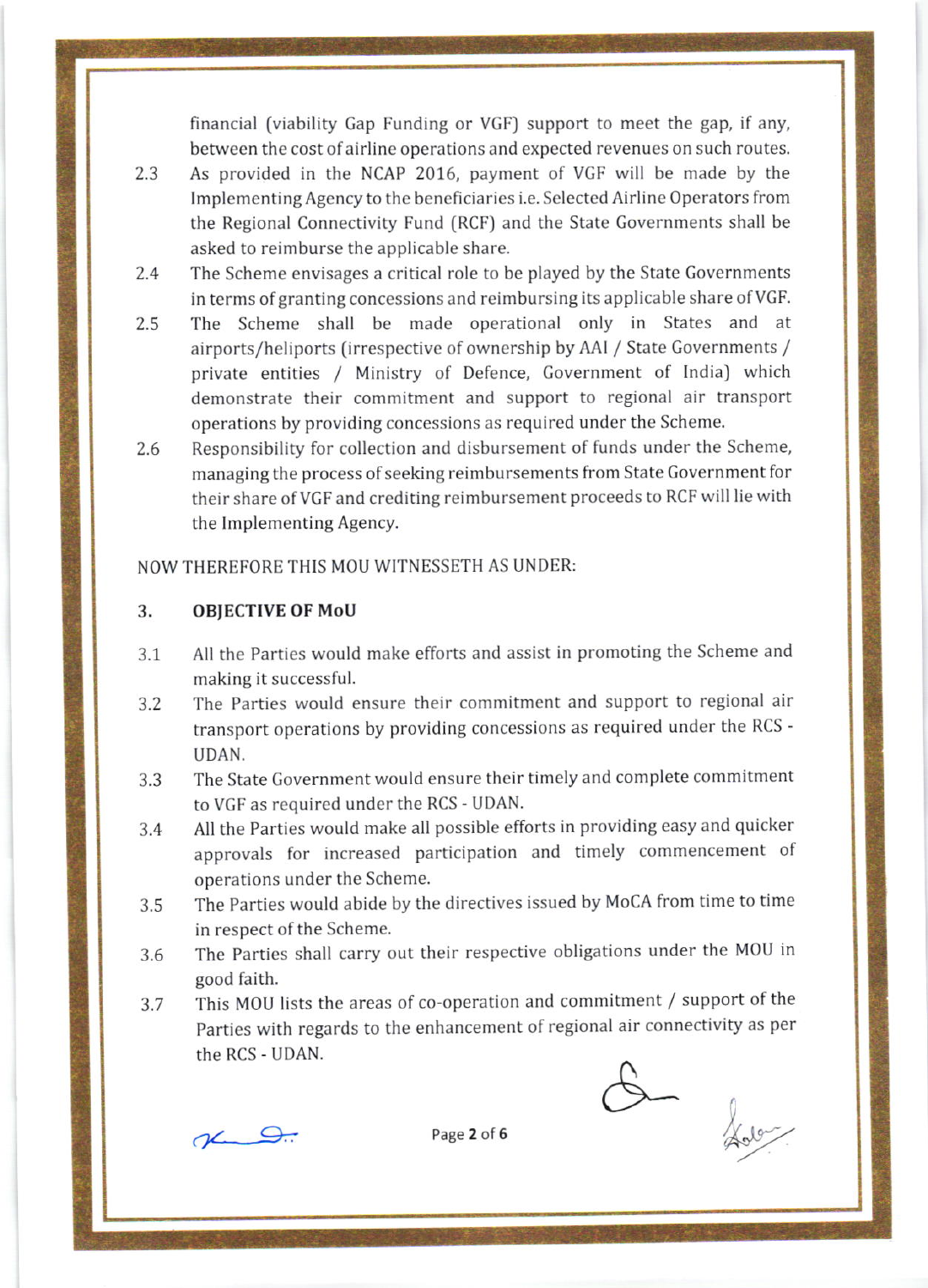financial (viability Gap Funding or VGF) support to meet the gap, if any, between the cost of airline operations and expected revenues on such routes.

2.3 As provided in the NCAP 2016, payment of VGF will be made by the Implementing Agency to the beneficiaries i.e. Selected Airline Operators from the Regional Connectivity Fund (RCF) and the State Governments shall be asked to reimburse the applicable share.

2.4 The Scheme envisages a critical role to be played by the State Governments in terms of granting concessions and reimbursing its applicable share of VGF.

2.5 The Scheme shall be made operational only in States and at airports/heliports (irrespective of ownership by AAI / State Governments / private entities / Ministry of Defence, Government of India) which demonstrate their commitment and support to regional air transport operations by providing concessions as required under the Scheme.

2.6 Responsibility for collection and disbursement of funds under the Scheme, managing the process of seeking reimbursements from State Government for their share of VGF and crediting reimbursement proceeds to RCF will lie with the Implementing Agency.

NOW THEREFORE THIS MOU WITNESSETH AS UNDER:

### 3. OBJECTIVE OF MoU

3.1 All the Parties would make efforts and assist in promoting the Scheme and making it successful.

3.2 The Parties would ensure their commitment and support to regional air transport operations by providing concessions as required under the RCS - UDAN.

3.3 The State Government would ensure their timely and complete commitment to VGF as required under the RCS - UDAN.

3.4 All the Parties would make all possible efforts in providing easy and quicker approvals for increased participation and timely commencement of operations under the Scheme.

3.5 The Parties would abide by the directives issued by MoCA from time to time in respect of the Scheme.

3.6 The Parties shall carry out their respective obligations under the MOU in good faith.

3.7 This MOU lists the areas of co-operation and commitment / support of the Parties with regards to the enhancement of regional air connectivity as per the RCS - UDAN.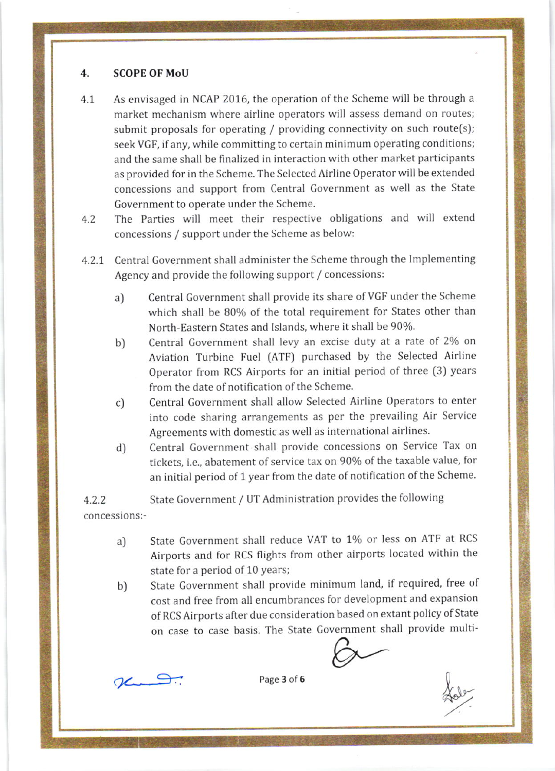## 4. SCOPE OF MoU

4.1 As envisaged in NCAP 2016, the operation of the Scheme will be through a market mechanism where airline operators will assess demand on routes; submit proposals for operating / providing connectivity on such route(s); seek VGF, if any, while committing to certain minimum operating conditions; and the same shall be finalized in interaction with other market participants as provided for in the Scheme. The Selected Airline Operator will be extended concessions and support from Central Government as well as the State Government to operate under the Scheme.

4.2 The Parties will meet their respective obligations and will extend concessions / support under the Scheme as below:

4.2.1 Central Government shall administer the Scheme through the Implementing Agency and provide the following support / concessions:

a) Central Government shall provide its share of VGF under the Scheme which shall be 80% of the total requirement for States other than North-Eastern States and Islands, where it shall be 90%.

b) Central Government shall levy an excise duty at a rate of 2% on Aviation Turbine Fuel (ATF) purchased by the Selected Airline Operator from RCS Airports for an initial period of three (3) years from the date of notification of the Scheme.

c) Central Government shall allow Selected Airline Operators to enter into code sharing arrangements as per the prevailing Air Service Agreements with domestic as well as international airlines.

d) Central Government shall provide concessions on Service Tax on tickets, i.e., abatement of service tax on 90% of the taxable value, for an initial period of 1 year from the date of notification of the Scheme.

4.2.2 State Government / UT Administration provides the following concessions:-

a) State Government shall reduce VAT to 1% or less on ATF at RCS Airports and for RCS flights from other airports located within the state for a period of 10 years;

b) State Government shall provide minimum land, if required, free of cost and free from all encumbrances for development and expansion of RCS Airports after due consideration based on extant policy of State on case to case basis. The State Government shall provide multi-